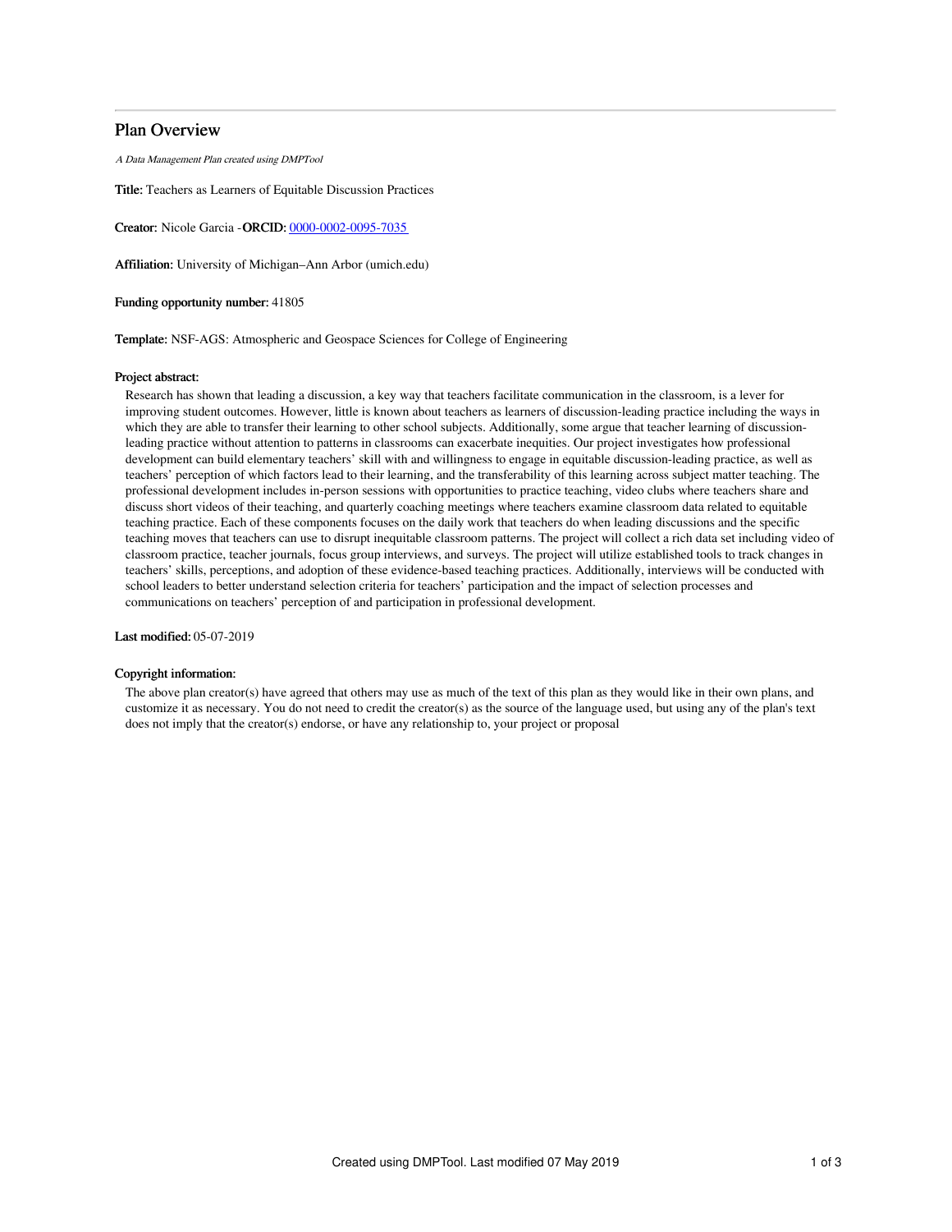# Plan Overview

*A Data Management Plan created using DMPTool*

**Title:** Teachers as Learners of Equitable Discussion Practices

**Creator:** Nicole Garcia -**ORCID:** 0000-0002-0095-7035

**Affiliation:** University of Michigan–Ann Arbor (umich.edu)

**Funding opportunity number:** 41805

**Template:** NSF-AGS: Atmospheric and Geospace Sciences for College of Engineering

**Project abstract:**

Research has shown that leading a discussion, a key way that teachers facilitate communication in the classroom, is a lever for improving student outcomes. However, little is known about teachers as learners of discussion-leading practice including the ways in which they are able to transfer their learning to other school subjects. Additionally, some argue that teacher learning of discussion-leading practice without attention to patterns in classrooms can exacerbate inequities. Our project investigates how professional development can build elementary teachers' skill with and willingness to engage in equitable discussion-leading practice, as well as teachers' perception of which factors lead to their learning, and the transferability of this learning across subject matter teaching. The professional development includes in-person sessions with opportunities to practice teaching, video clubs where teachers share and discuss short videos of their teaching, and quarterly coaching meetings where teachers examine classroom data related to equitable teaching practice. Each of these components focuses on the daily work that teachers do when leading discussions and the specific teaching moves that teachers can use to disrupt inequitable classroom patterns. The project will collect a rich data set including video of classroom practice, teacher journals, focus group interviews, and surveys. The project will utilize established tools to track changes in teachers' skills, perceptions, and adoption of these evidence-based teaching practices. Additionally, interviews will be conducted with school leaders to better understand selection criteria for teachers' participation and the impact of selection processes and communications on teachers' perception of and participation in professional development.

**Last modified:** 05-07-2019

**Copyright information:**

The above plan creator(s) have agreed that others may use as much of the text of this plan as they would like in their own plans, and customize it as necessary. You do not need to credit the creator(s) as the source of the language used, but using any of the plan's text does not imply that the creator(s) endorse, or have any relationship to, your project or proposal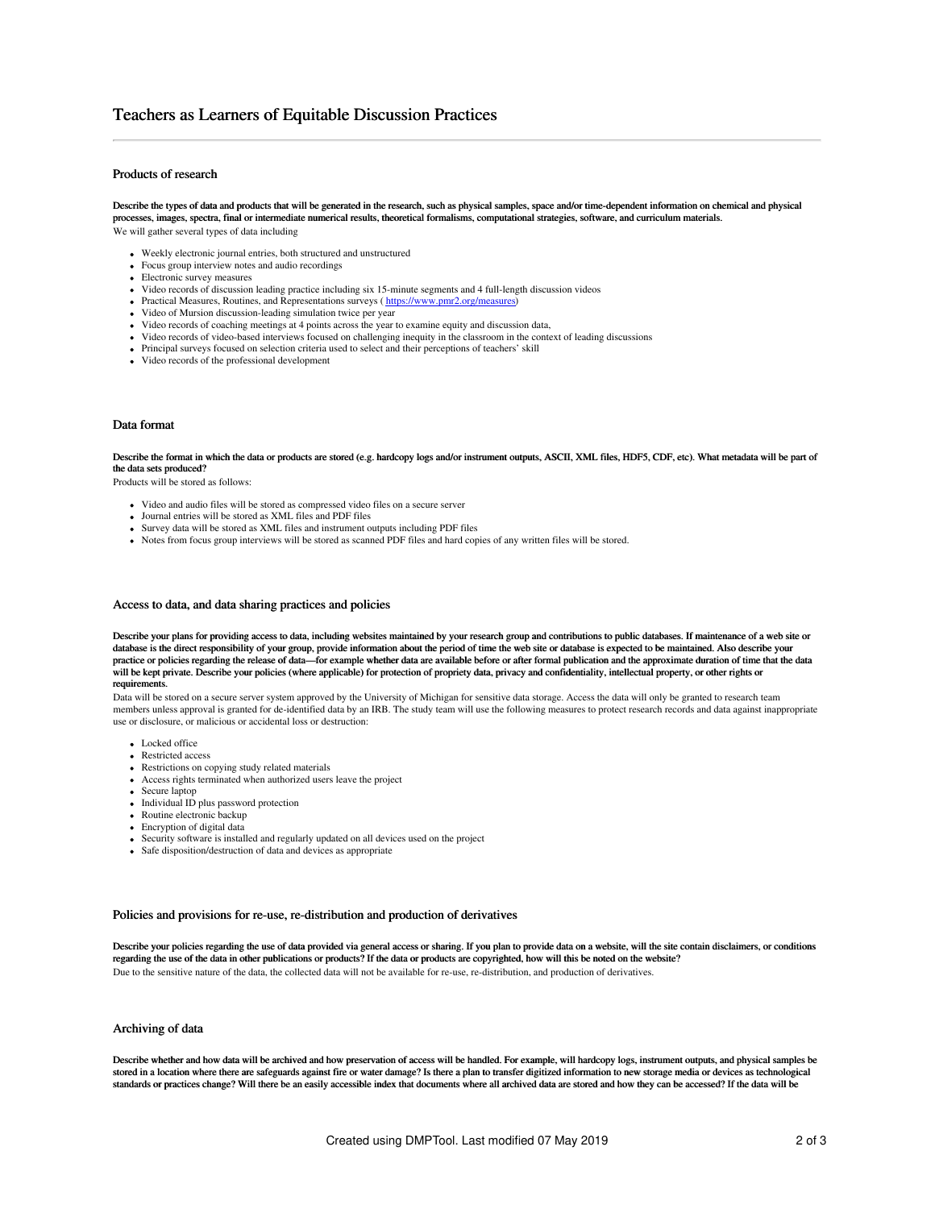# Teachers as Learners of Equitable Discussion Practices

## Products of research

**Describe the types of data and products that will be generated in the research, such as physical samples, space and/or time-dependent information on chemical and physical processes, images, spectra, final or intermediate numerical results, theoretical formalisms, computational strategies, software, and curriculum materials.**

We will gather several types of data including

- Weekly electronic journal entries, both structured and unstructured
- Focus group interview notes and audio recordings
- Electronic survey measures
- Video records of discussion leading practice including six 15-minute segments and 4 full-length discussion videos
- Practical Measures, Routines, and Representations surveys ( https://www.pmr2.org/measures)
- Video of Mursion discussion-leading simulation twice per year
- Video records of coaching meetings at 4 points across the year to examine equity and discussion data,
- Video records of video-based interviews focused on challenging inequity in the classroom in the context of leading discussions
- Principal surveys focused on selection criteria used to select and their perceptions of teachers' skill
- Video records of the professional development

## Data format

**Describe the format in which the data or products are stored (e.g. hardcopy logs and/or instrument outputs, ASCII, XML files, HDF5, CDF, etc). What metadata will be part of the data sets produced?**

Products will be stored as follows:

- Video and audio files will be stored as compressed video files on a secure server
- Journal entries will be stored as XML files and PDF files
- Survey data will be stored as XML files and instrument outputs including PDF files
- Notes from focus group interviews will be stored as scanned PDF files and hard copies of any written files will be stored.

## Access to data, and data sharing practices and policies

**Describe your plans for providing access to data, including websites maintained by your research group and contributions to public databases. If maintenance of a web site or database is the direct responsibility of your group, provide information about the period of time the web site or database is expected to be maintained. Also describe your practice or policies regarding the release of data—for example whether data are available before or after formal publication and the approximate duration of time that the data will be kept private. Describe your policies (where applicable) for protection of propriety data, privacy and confidentiality, intellectual property, or other rights or requirements.**

Data will be stored on a secure server system approved by the University of Michigan for sensitive data storage. Access the data will only be granted to research team members unless approval is granted for de-identified data by an IRB. The study team will use the following measures to protect research records and data against inappropriate use or disclosure, or malicious or accidental loss or destruction:

- Locked office
- Restricted access
- Restrictions on copying study related materials
- Access rights terminated when authorized users leave the project
- Secure laptop
- Individual ID plus password protection
- Routine electronic backup
- Encryption of digital data
- Security software is installed and regularly updated on all devices used on the project
- Safe disposition/destruction of data and devices as appropriate

## Policies and provisions for re-use, re-distribution and production of derivatives

**Describe your policies regarding the use of data provided via general access or sharing. If you plan to provide data on a website, will the site contain disclaimers, or conditions regarding the use of the data in other publications or products? If the data or products are copyrighted, how will this be noted on the website?**

Due to the sensitive nature of the data, the collected data will not be available for re-use, re-distribution, and production of derivatives.

## Archiving of data

**Describe whether and how data will be archived and how preservation of access will be handled. For example, will hardcopy logs, instrument outputs, and physical samples be stored in a location where there are safeguards against fire or water damage? Is there a plan to transfer digitized information to new storage media or devices as technological standards or practices change? Will there be an easily accessible index that documents where all archived data are stored and how they can be accessed? If the data will be**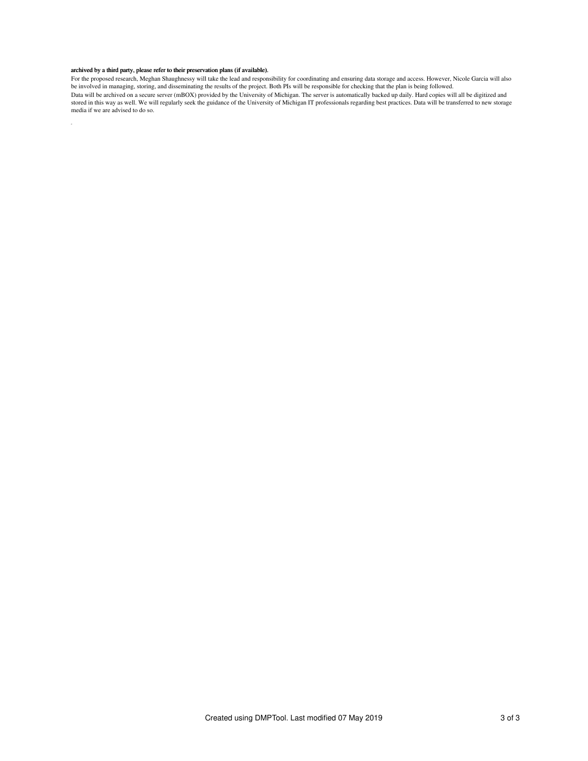**archived by a third party, please refer to their preservation plans (if available).**

For the proposed research, Meghan Shaughnessy will take the lead and responsibility for coordinating and ensuring data storage and access. However, Nicole Garcia will also be involved in managing, storing, and disseminating the results of the project. Both PIs will be responsible for checking that the plan is being followed.

Data will be archived on a secure server (mBOX) provided by the University of Michigan. The server is automatically backed up daily. Hard copies will all be digitized and stored in this way as well. We will regularly seek the guidance of the University of Michigan IT professionals regarding best practices. Data will be transferred to new storage media if we are advised to do so.

Created using DMPTool. Last modified 07 May 2019